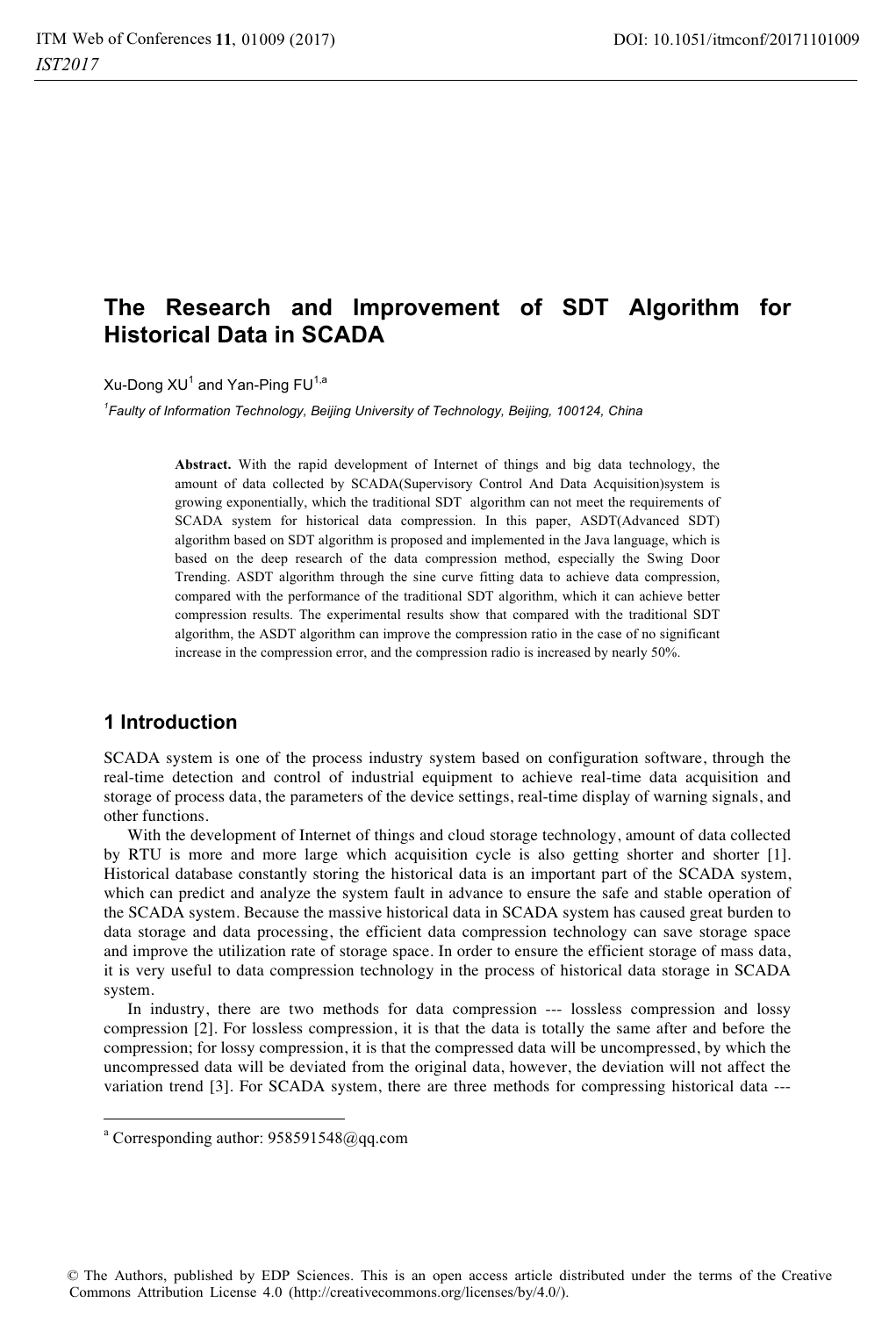# The Research and Improvement of SDT Algorithm for Historical Data in SCADA

Xu-Dong XU[1] and Yan-Ping FU[1,a]

[1]*Faulty of Information Technology, Beijing University of Technology, Beijing, 100124, China*

**Abstract.** With the rapid development of Internet of things and big data technology, the amount of data collected by SCADA(Supervisory Control And Data Acquisition)system is growing exponentially, which the traditional SDT algorithm can not meet the requirements of SCADA system for historical data compression. In this paper, ASDT(Advanced SDT) algorithm based on SDT algorithm is proposed and implemented in the Java language, which is based on the deep research of the data compression method, especially the Swing Door Trending. ASDT algorithm through the sine curve fitting data to achieve data compression, compared with the performance of the traditional SDT algorithm, which it can achieve better compression results. The experimental results show that compared with the traditional SDT algorithm, the ASDT algorithm can improve the compression ratio in the case of no significant increase in the compression error, and the compression radio is increased by nearly 50%.

## 1 Introduction

SCADA system is one of the process industry system based on configuration software, through the real-time detection and control of industrial equipment to achieve real-time data acquisition and storage of process data, the parameters of the device settings, real-time display of warning signals, and other functions.

With the development of Internet of things and cloud storage technology, amount of data collected by RTU is more and more large which acquisition cycle is also getting shorter and shorter [1]. Historical database constantly storing the historical data is an important part of the SCADA system, which can predict and analyze the system fault in advance to ensure the safe and stable operation of the SCADA system. Because the massive historical data in SCADA system has caused great burden to data storage and data processing, the efficient data compression technology can save storage space and improve the utilization rate of storage space. In order to ensure the efficient storage of mass data, it is very useful to data compression technology in the process of historical data storage in SCADA system.

In industry, there are two methods for data compression --- lossless compression and lossy compression [2]. For lossless compression, it is that the data is totally the same after and before the compression; for lossy compression, it is that the compressed data will be uncompressed, by which the uncompressed data will be deviated from the original data, however, the deviation will not affect the variation trend [3]. For SCADA system, there are three methods for compressing historical data ---

[a] Corresponding author: 958591548@qq.com

© The Authors, published by EDP Sciences. This is an open access article distributed under the terms of the Creative Commons Attribution License 4.0 (http://creativecommons.org/licenses/by/4.0/).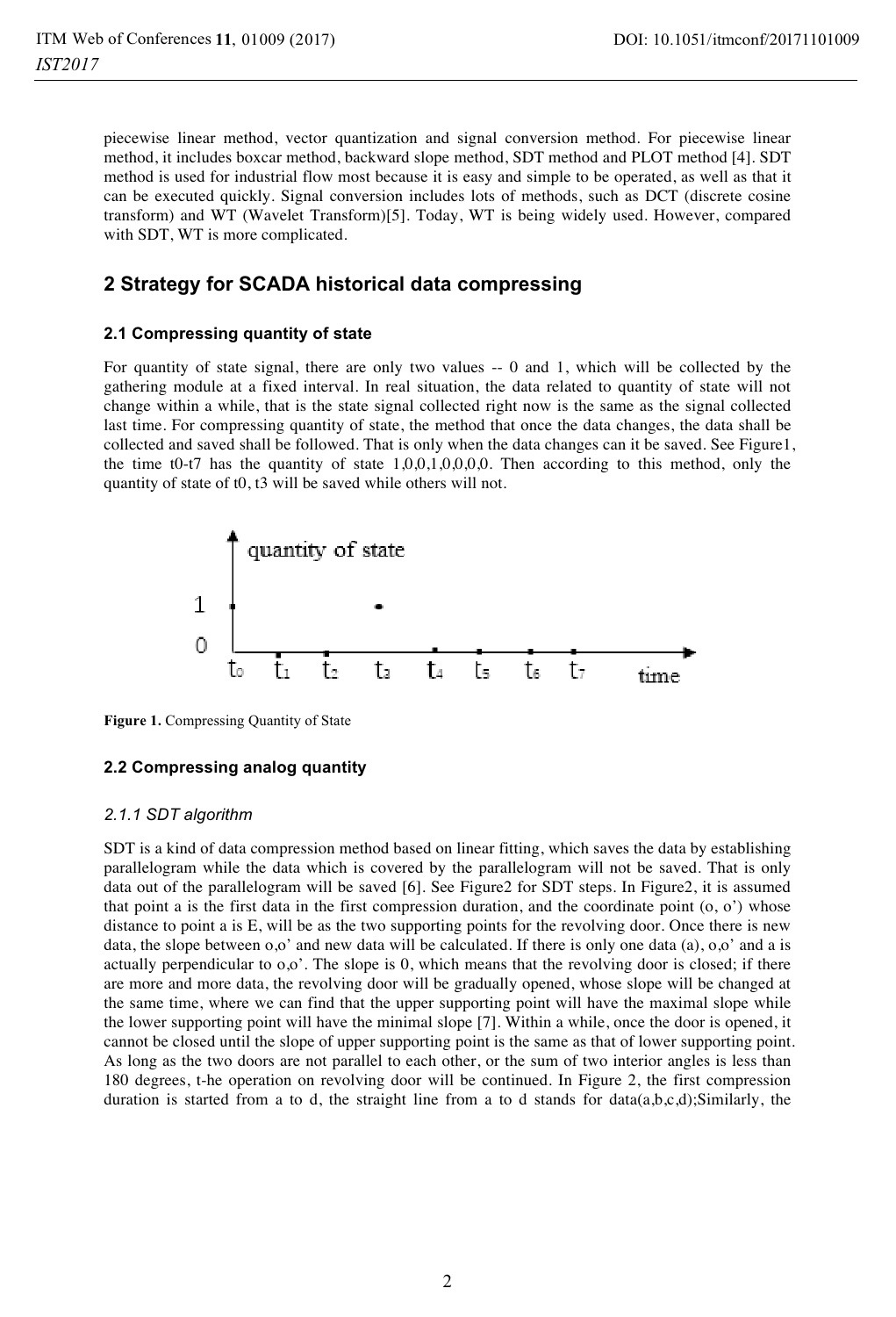piecewise linear method, vector quantization and signal conversion method. For piecewise linear method, it includes boxcar method, backward slope method, SDT method and PLOT method [4]. SDT method is used for industrial flow most because it is easy and simple to be operated, as well as that it can be executed quickly. Signal conversion includes lots of methods, such as DCT (discrete cosine transform) and WT (Wavelet Transform)[5]. Today, WT is being widely used. However, compared with SDT, WT is more complicated.

## 2 Strategy for SCADA historical data compressing

### 2.1 Compressing quantity of state

For quantity of state signal, there are only two values -- 0 and 1, which will be collected by the gathering module at a fixed interval. In real situation, the data related to quantity of state will not change within a while, that is the state signal collected right now is the same as the signal collected last time. For compressing quantity of state, the method that once the data changes, the data shall be collected and saved shall be followed. That is only when the data changes can it be saved. See Figure1, the time t0-t7 has the quantity of state 1,0,0,1,0,0,0,0. Then according to this method, only the quantity of state of t0, t3 will be saved while others will not.

**Figure 1.** Compressing Quantity of State

### 2.2 Compressing analog quantity

#### *2.1.1 SDT algorithm*

SDT is a kind of data compression method based on linear fitting, which saves the data by establishing parallelogram while the data which is covered by the parallelogram will not be saved. That is only data out of the parallelogram will be saved [6]. See Figure2 for SDT steps. In Figure2, it is assumed that point a is the first data in the first compression duration, and the coordinate point (o, o') whose distance to point a is E, will be as the two supporting points for the revolving door. Once there is new data, the slope between o,o' and new data will be calculated. If there is only one data (a), o,o' and a is actually perpendicular to o,o'. The slope is 0, which means that the revolving door is closed; if there are more and more data, the revolving door will be gradually opened, whose slope will be changed at the same time, where we can find that the upper supporting point will have the maximal slope while the lower supporting point will have the minimal slope [7]. Within a while, once the door is opened, it cannot be closed until the slope of upper supporting point is the same as that of lower supporting point. As long as the two doors are not parallel to each other, or the sum of two interior angles is less than 180 degrees, t-he operation on revolving door will be continued. In Figure 2, the first compression duration is started from a to d, the straight line from a to d stands for data(a,b,c,d);Similarly, the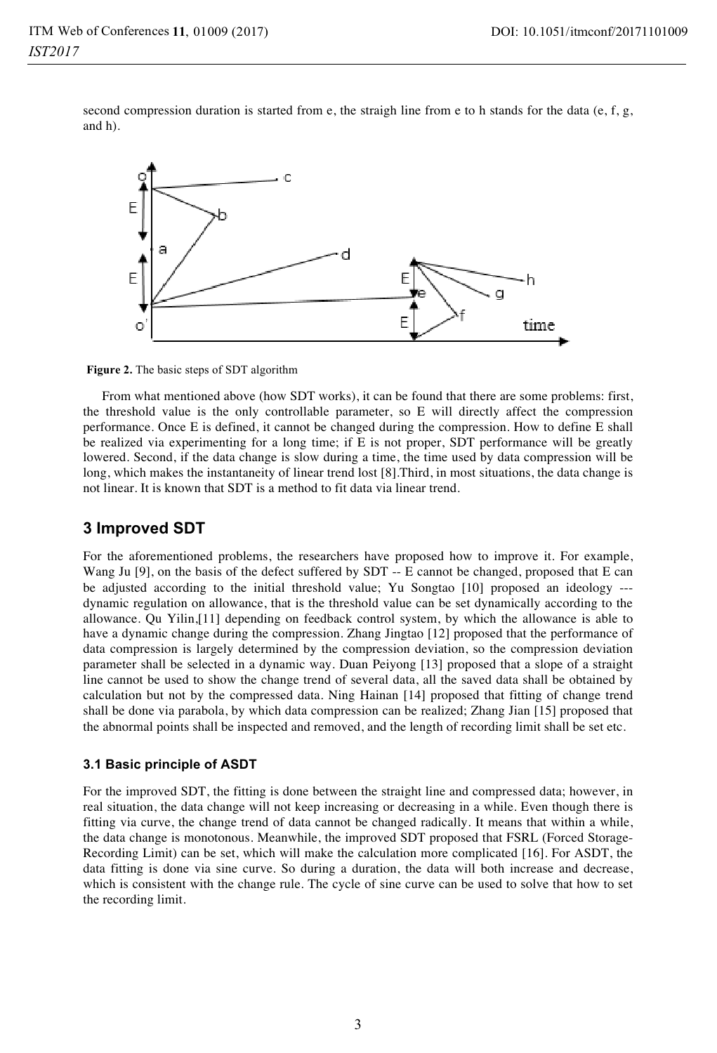second compression duration is started from e, the straigh line from e to h stands for the data (e, f, g, and h).

**Figure 2.** The basic steps of SDT algorithm

From what mentioned above (how SDT works), it can be found that there are some problems: first, the threshold value is the only controllable parameter, so E will directly affect the compression performance. Once E is defined, it cannot be changed during the compression. How to define E shall be realized via experimenting for a long time; if E is not proper, SDT performance will be greatly lowered. Second, if the data change is slow during a time, the time used by data compression will be long, which makes the instantaneity of linear trend lost [8].Third, in most situations, the data change is not linear. It is known that SDT is a method to fit data via linear trend.

## 3 Improved SDT

For the aforementioned problems, the researchers have proposed how to improve it. For example, Wang Ju [9], on the basis of the defect suffered by SDT -- E cannot be changed, proposed that E can be adjusted according to the initial threshold value; Yu Songtao [10] proposed an ideology --- dynamic regulation on allowance, that is the threshold value can be set dynamically according to the allowance. Qu Yilin,[11] depending on feedback control system, by which the allowance is able to have a dynamic change during the compression. Zhang Jingtao [12] proposed that the performance of data compression is largely determined by the compression deviation, so the compression deviation parameter shall be selected in a dynamic way. Duan Peiyong [13] proposed that a slope of a straight line cannot be used to show the change trend of several data, all the saved data shall be obtained by calculation but not by the compressed data. Ning Hainan [14] proposed that fitting of change trend shall be done via parabola, by which data compression can be realized; Zhang Jian [15] proposed that the abnormal points shall be inspected and removed, and the length of recording limit shall be set etc.

### 3.1 Basic principle of ASDT

For the improved SDT, the fitting is done between the straight line and compressed data; however, in real situation, the data change will not keep increasing or decreasing in a while. Even though there is fitting via curve, the change trend of data cannot be changed radically. It means that within a while, the data change is monotonous. Meanwhile, the improved SDT proposed that FSRL (Forced Storage-Recording Limit) can be set, which will make the calculation more complicated [16]. For ASDT, the data fitting is done via sine curve. So during a duration, the data will both increase and decrease, which is consistent with the change rule. The cycle of sine curve can be used to solve that how to set the recording limit.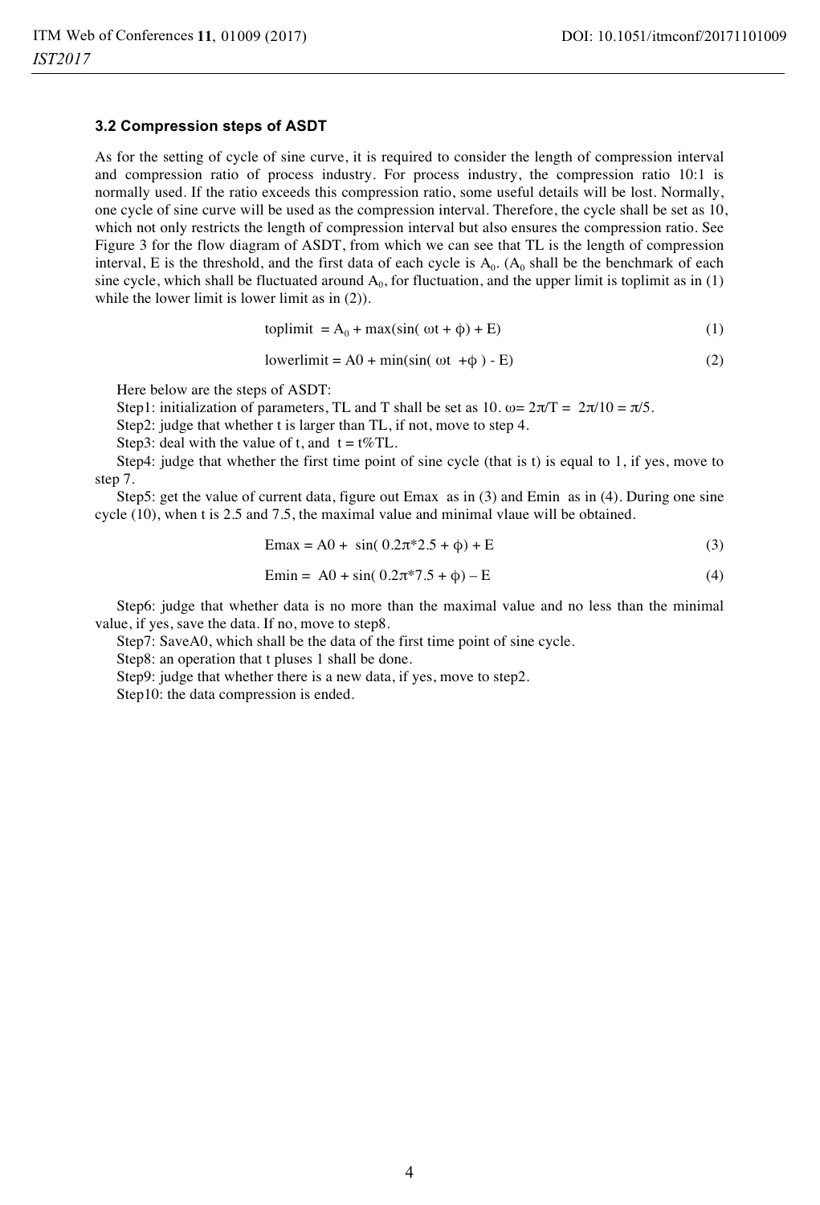### 3.2 Compression steps of ASDT

As for the setting of cycle of sine curve, it is required to consider the length of compression interval and compression ratio of process industry. For process industry, the compression ratio 10:1 is normally used. If the ratio exceeds this compression ratio, some useful details will be lost. Normally, one cycle of sine curve will be used as the compression interval. Therefore, the cycle shall be set as 10, which not only restricts the length of compression interval but also ensures the compression ratio. See Figure 3 for the flow diagram of ASDT, from which we can see that TL is the length of compression interval, E is the threshold, and the first data of each cycle is $A_0$. ($A_0$ shall be the benchmark of each sine cycle, which shall be fluctuated around $A_0$, for fluctuation, and the upper limit is toplimit as in (1) while the lower limit is lower limit as in (2)).

$$\text{toplimit} = A_0 + \max(\sin(\omega t + \phi) + E) \tag{1}$$

$$\text{lowerlimit} = A0 + \min(\sin(\omega t + \phi) - E) \tag{2}$$

Here below are the steps of ASDT:

Step1: initialization of parameters, TL and T shall be set as 10. $\omega = 2\pi/T = 2\pi/10 = \pi/5$.

Step2: judge that whether t is larger than TL, if not, move to step 4.

Step3: deal with the value of t, and $t = t\%TL$.

Step4: judge that whether the first time point of sine cycle (that is t) is equal to 1, if yes, move to step 7.

Step5: get the value of current data, figure out Emax as in (3) and Emin as in (4). During one sine cycle (10), when t is 2.5 and 7.5, the maximal value and minimal vlaue will be obtained.

$$\text{Emax} = A0 + \sin(0.2\pi{*}2.5 + \phi) + E \tag{3}$$

$$\text{Emin} = A0 + \sin(0.2\pi{*}7.5 + \phi) - E \tag{4}$$

Step6: judge that whether data is no more than the maximal value and no less than the minimal value, if yes, save the data. If no, move to step8.

Step7: SaveA0, which shall be the data of the first time point of sine cycle.

Step8: an operation that t pluses 1 shall be done.

Step9: judge that whether there is a new data, if yes, move to step2.

Step10: the data compression is ended.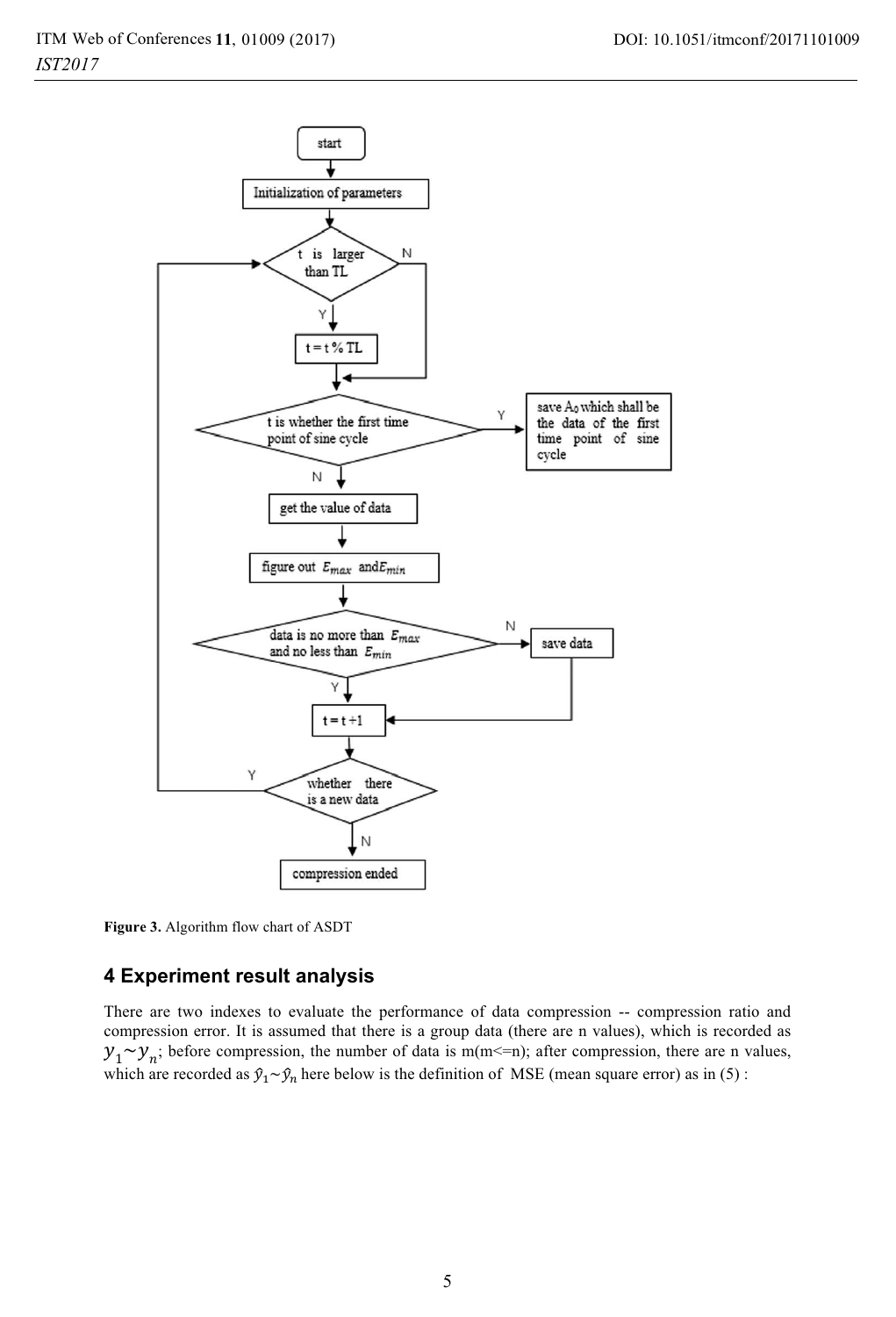Figure 3. Algorithm flow chart of ASDT

## 4 Experiment result analysis

There are two indexes to evaluate the performance of data compression -- compression ratio and compression error. It is assumed that there is a group data (there are n values), which is recorded as $y_1 \sim y_n$; before compression, the number of data is m(m<=n); after compression, there are n values, which are recorded as $\hat{y}_1 \sim \hat{y}_n$ here below is the definition of MSE (mean square error) as in (5) :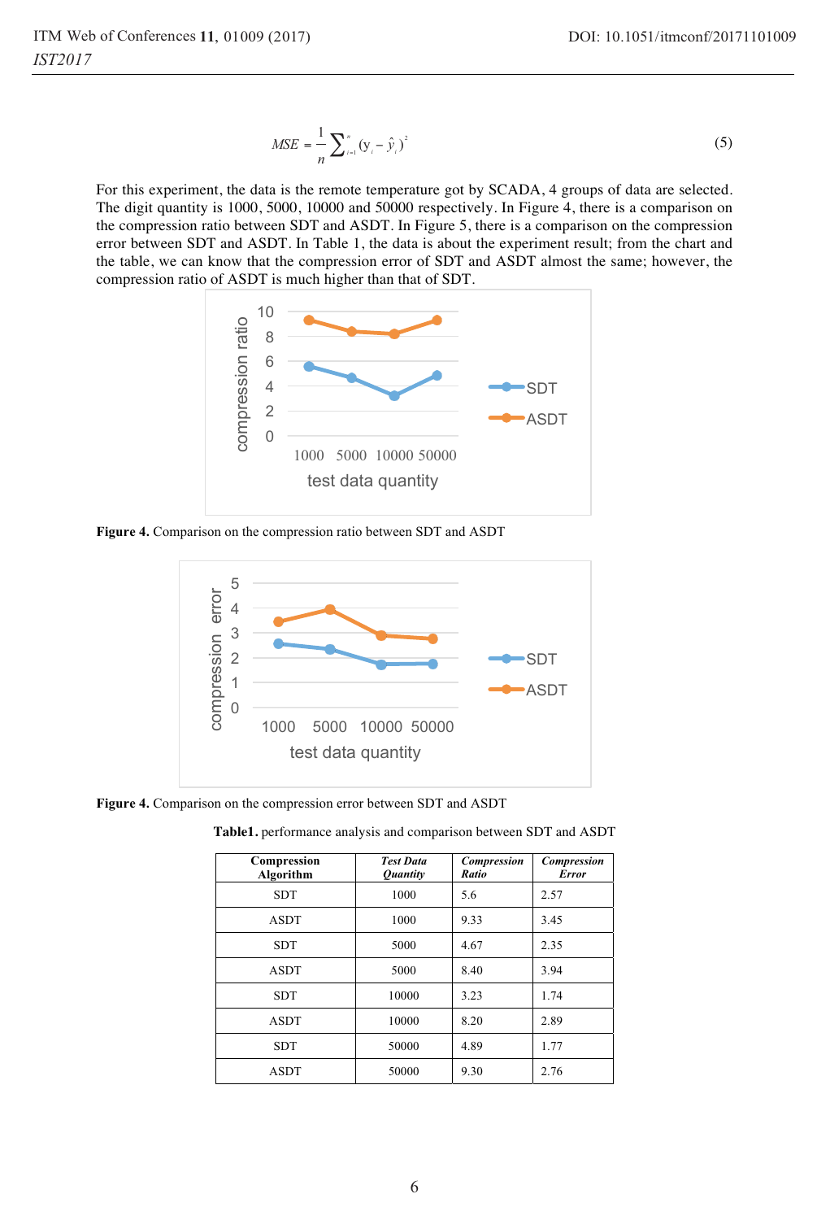$$MSE = \frac{1}{n}\sum_{i=1}^{n}(y_i - \hat{y}_i)^2 \tag{5}$$

For this experiment, the data is the remote temperature got by SCADA, 4 groups of data are selected. The digit quantity is 1000, 5000, 10000 and 50000 respectively. In Figure 4, there is a comparison on the compression ratio between SDT and ASDT. In Figure 5, there is a comparison on the compression error between SDT and ASDT. In Table 1, the data is about the experiment result; from the chart and the table, we can know that the compression error of SDT and ASDT almost the same; however, the compression ratio of ASDT is much higher than that of SDT.

**Figure 4.** Comparison on the compression ratio between SDT and ASDT

**Figure 4.** Comparison on the compression error between SDT and ASDT

**Table1.** performance analysis and comparison between SDT and ASDT

| Compression Algorithm | *Test Data Quantity* | *Compression Ratio* | *Compression Error* |
|---|---|---|---|
| SDT | 1000 | 5.6 | 2.57 |
| ASDT | 1000 | 9.33 | 3.45 |
| SDT | 5000 | 4.67 | 2.35 |
| ASDT | 5000 | 8.40 | 3.94 |
| SDT | 10000 | 3.23 | 1.74 |
| ASDT | 10000 | 8.20 | 2.89 |
| SDT | 50000 | 4.89 | 1.77 |
| ASDT | 50000 | 9.30 | 2.76 |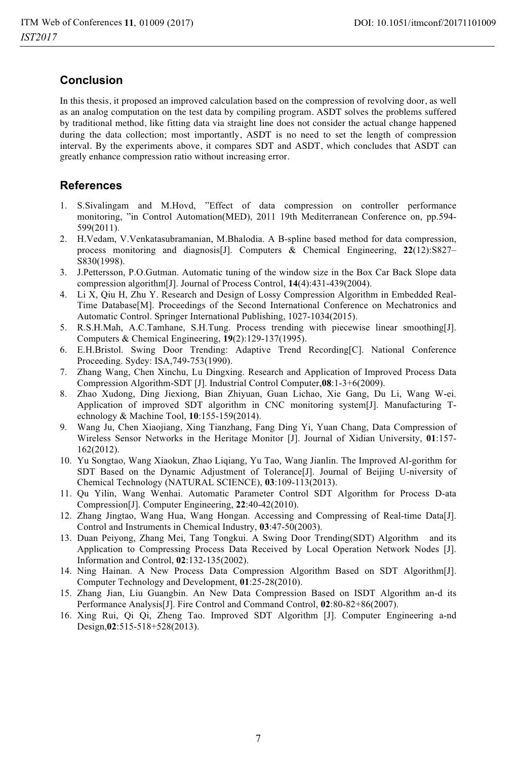## Conclusion

In this thesis, it proposed an improved calculation based on the compression of revolving door, as well as an analog computation on the test data by compiling program. ASDT solves the problems suffered by traditional method, like fitting data via straight line does not consider the actual change happened during the data collection; most importantly, ASDT is no need to set the length of compression interval. By the experiments above, it compares SDT and ASDT, which concludes that ASDT can greatly enhance compression ratio without increasing error.

## References

1. S.Sivalingam and M.Hovd, "Effect of data compression on controller performance monitoring, "in Control Automation(MED), 2011 19th Mediterranean Conference on, pp.594-599(2011).
2. H.Vedam, V.Venkatasubramanian, M.Bhalodia. A B-spline based method for data compression, process monitoring and diagnosis[J]. Computers & Chemical Engineering, **22**(12):S827–S830(1998).
3. J.Pettersson, P.O.Gutman. Automatic tuning of the window size in the Box Car Back Slope data compression algorithm[J]. Journal of Process Control, **14**(4):431-439(2004).
4. Li X, Qiu H, Zhu Y. Research and Design of Lossy Compression Algorithm in Embedded Real-Time Database[M]. Proceedings of the Second International Conference on Mechatronics and Automatic Control. Springer International Publishing, 1027-1034(2015).
5. R.S.H.Mah, A.C.Tamhane, S.H.Tung. Process trending with piecewise linear smoothing[J]. Computers & Chemical Engineering, **19**(2):129-137(1995).
6. E.H.Bristol. Swing Door Trending: Adaptive Trend Recording[C]. National Conference Proceeding. Sydey: ISA,749-753(1990).
7. Zhang Wang, Chen Xinchu, Lu Dingxing. Research and Application of Improved Process Data Compression Algorithm-SDT [J]. Industrial Control Computer,**08**:1-3+6(2009).
8. Zhao Xudong, Ding Jiexiong, Bian Zhiyuan, Guan Lichao, Xie Gang, Du Li, Wang W-ei. Application of improved SDT algorithm in CNC monitoring system[J]. Manufacturing T-echnology & Machine Tool, **10**:155-159(2014).
9. Wang Ju, Chen Xiaojiang, Xing Tianzhang, Fang Ding Yi, Yuan Chang, Data Compression of Wireless Sensor Networks in the Heritage Monitor [J]. Journal of Xidian University, **01**:157-162(2012).
10. Yu Songtao, Wang Xiaokun, Zhao Liqiang, Yu Tao, Wang Jianlin. The Improved Al-gorithm for SDT Based on the Dynamic Adjustment of Tolerance[J]. Journal of Beijing U-niversity of Chemical Technology (NATURAL SCIENCE), **03**:109-113(2013).
11. Qu Yilin, Wang Wenhai. Automatic Parameter Control SDT Algorithm for Process D-ata Compression[J]. Computer Engineering, **22**:40-42(2010).
12. Zhang Jingtao, Wang Hua, Wang Hongan. Accessing and Compressing of Real-time Data[J]. Control and Instruments in Chemical Industry, **03**:47-50(2003).
13. Duan Peiyong, Zhang Mei, Tang Tongkui. A Swing Door Trending(SDT) Algorithm and its Application to Compressing Process Data Received by Local Operation Network Nodes [J]. Information and Control, **02**:132-135(2002).
14. Ning Hainan. A New Process Data Compression Algorithm Based on SDT Algorithm[J]. Computer Technology and Development, **01**:25-28(2010).
15. Zhang Jian, Liu Guangbin. An New Data Compression Based on ISDT Algorithm an-d its Performance Analysis[J]. Fire Control and Command Control, **02**:80-82+86(2007).
16. Xing Rui, Qi Qi, Zheng Tao. Improved SDT Algorithm [J]. Computer Engineering a-nd Design,**02**:515-518+528(2013).